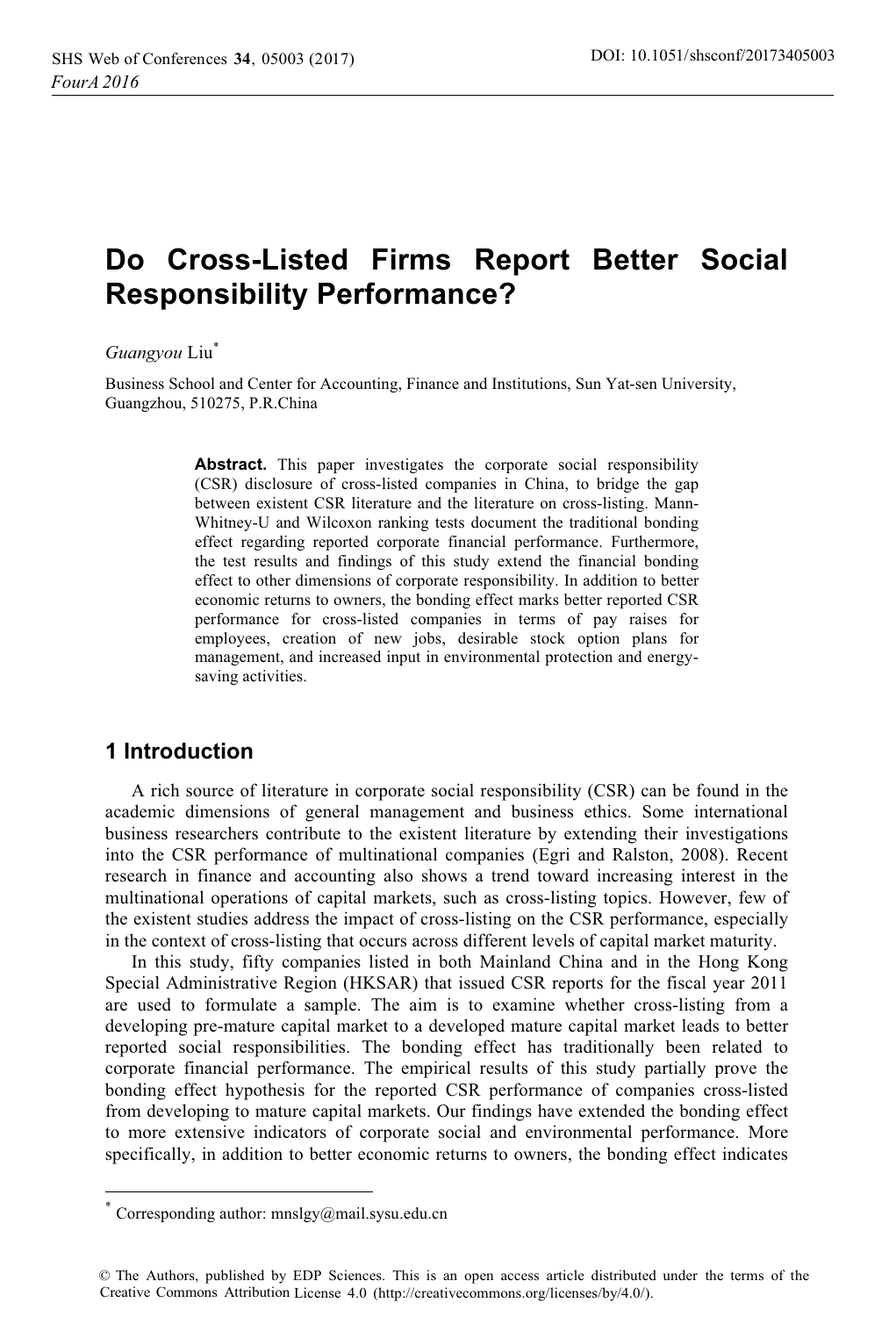# Do Cross-Listed Firms Report Better Social Responsibility Performance?

*Guangyou* Liu[*]

Business School and Center for Accounting, Finance and Institutions, Sun Yat-sen University, Guangzhou, 510275, P.R.China

**Abstract.** This paper investigates the corporate social responsibility (CSR) disclosure of cross-listed companies in China, to bridge the gap between existent CSR literature and the literature on cross-listing. Mann-Whitney-U and Wilcoxon ranking tests document the traditional bonding effect regarding reported corporate financial performance. Furthermore, the test results and findings of this study extend the financial bonding effect to other dimensions of corporate responsibility. In addition to better economic returns to owners, the bonding effect marks better reported CSR performance for cross-listed companies in terms of pay raises for employees, creation of new jobs, desirable stock option plans for management, and increased input in environmental protection and energy-saving activities.

## 1 Introduction

A rich source of literature in corporate social responsibility (CSR) can be found in the academic dimensions of general management and business ethics. Some international business researchers contribute to the existent literature by extending their investigations into the CSR performance of multinational companies (Egri and Ralston, 2008). Recent research in finance and accounting also shows a trend toward increasing interest in the multinational operations of capital markets, such as cross-listing topics. However, few of the existent studies address the impact of cross-listing on the CSR performance, especially in the context of cross-listing that occurs across different levels of capital market maturity.

In this study, fifty companies listed in both Mainland China and in the Hong Kong Special Administrative Region (HKSAR) that issued CSR reports for the fiscal year 2011 are used to formulate a sample. The aim is to examine whether cross-listing from a developing pre-mature capital market to a developed mature capital market leads to better reported social responsibilities. The bonding effect has traditionally been related to corporate financial performance. The empirical results of this study partially prove the bonding effect hypothesis for the reported CSR performance of companies cross-listed from developing to mature capital markets. Our findings have extended the bonding effect to more extensive indicators of corporate social and environmental performance. More specifically, in addition to better economic returns to owners, the bonding effect indicates

[*] Corresponding author: mnslgy@mail.sysu.edu.cn

© The Authors, published by EDP Sciences. This is an open access article distributed under the terms of the Creative Commons Attribution License 4.0 (http://creativecommons.org/licenses/by/4.0/).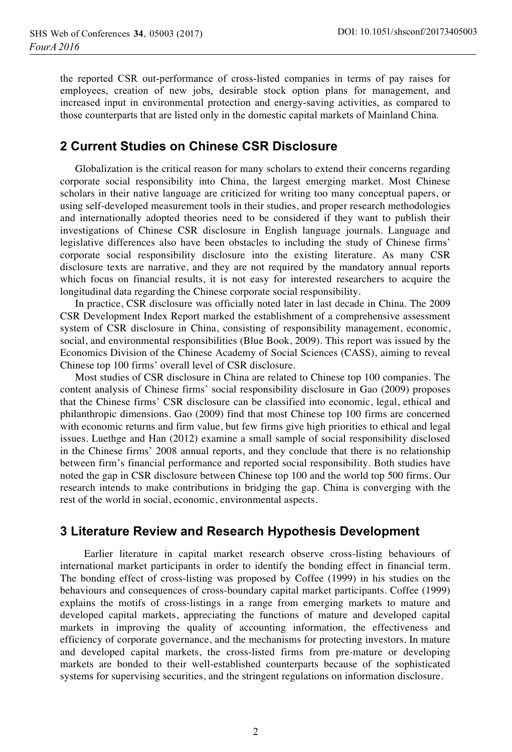the reported CSR out-performance of cross-listed companies in terms of pay raises for employees, creation of new jobs, desirable stock option plans for management, and increased input in environmental protection and energy-saving activities, as compared to those counterparts that are listed only in the domestic capital markets of Mainland China.

## 2 Current Studies on Chinese CSR Disclosure

Globalization is the critical reason for many scholars to extend their concerns regarding corporate social responsibility into China, the largest emerging market. Most Chinese scholars in their native language are criticized for writing too many conceptual papers, or using self-developed measurement tools in their studies, and proper research methodologies and internationally adopted theories need to be considered if they want to publish their investigations of Chinese CSR disclosure in English language journals. Language and legislative differences also have been obstacles to including the study of Chinese firms' corporate social responsibility disclosure into the existing literature. As many CSR disclosure texts are narrative, and they are not required by the mandatory annual reports which focus on financial results, it is not easy for interested researchers to acquire the longitudinal data regarding the Chinese corporate social responsibility.

In practice, CSR disclosure was officially noted later in last decade in China. The 2009 CSR Development Index Report marked the establishment of a comprehensive assessment system of CSR disclosure in China, consisting of responsibility management, economic, social, and environmental responsibilities (Blue Book, 2009). This report was issued by the Economics Division of the Chinese Academy of Social Sciences (CASS), aiming to reveal Chinese top 100 firms' overall level of CSR disclosure.

Most studies of CSR disclosure in China are related to Chinese top 100 companies. The content analysis of Chinese firms' social responsibility disclosure in Gao (2009) proposes that the Chinese firms' CSR disclosure can be classified into economic, legal, ethical and philanthropic dimensions. Gao (2009) find that most Chinese top 100 firms are concerned with economic returns and firm value, but few firms give high priorities to ethical and legal issues. Luethge and Han (2012) examine a small sample of social responsibility disclosed in the Chinese firms' 2008 annual reports, and they conclude that there is no relationship between firm's financial performance and reported social responsibility. Both studies have noted the gap in CSR disclosure between Chinese top 100 and the world top 500 firms. Our research intends to make contributions in bridging the gap. China is converging with the rest of the world in social, economic, environmental aspects.

## 3 Literature Review and Research Hypothesis Development

Earlier literature in capital market research observe cross-listing behaviours of international market participants in order to identify the bonding effect in financial term. The bonding effect of cross-listing was proposed by Coffee (1999) in his studies on the behaviours and consequences of cross-boundary capital market participants. Coffee (1999) explains the motifs of cross-listings in a range from emerging markets to mature and developed capital markets, appreciating the functions of mature and developed capital markets in improving the quality of accounting information, the effectiveness and efficiency of corporate governance, and the mechanisms for protecting investors. In mature and developed capital markets, the cross-listed firms from pre-mature or developing markets are bonded to their well-established counterparts because of the sophisticated systems for supervising securities, and the stringent regulations on information disclosure.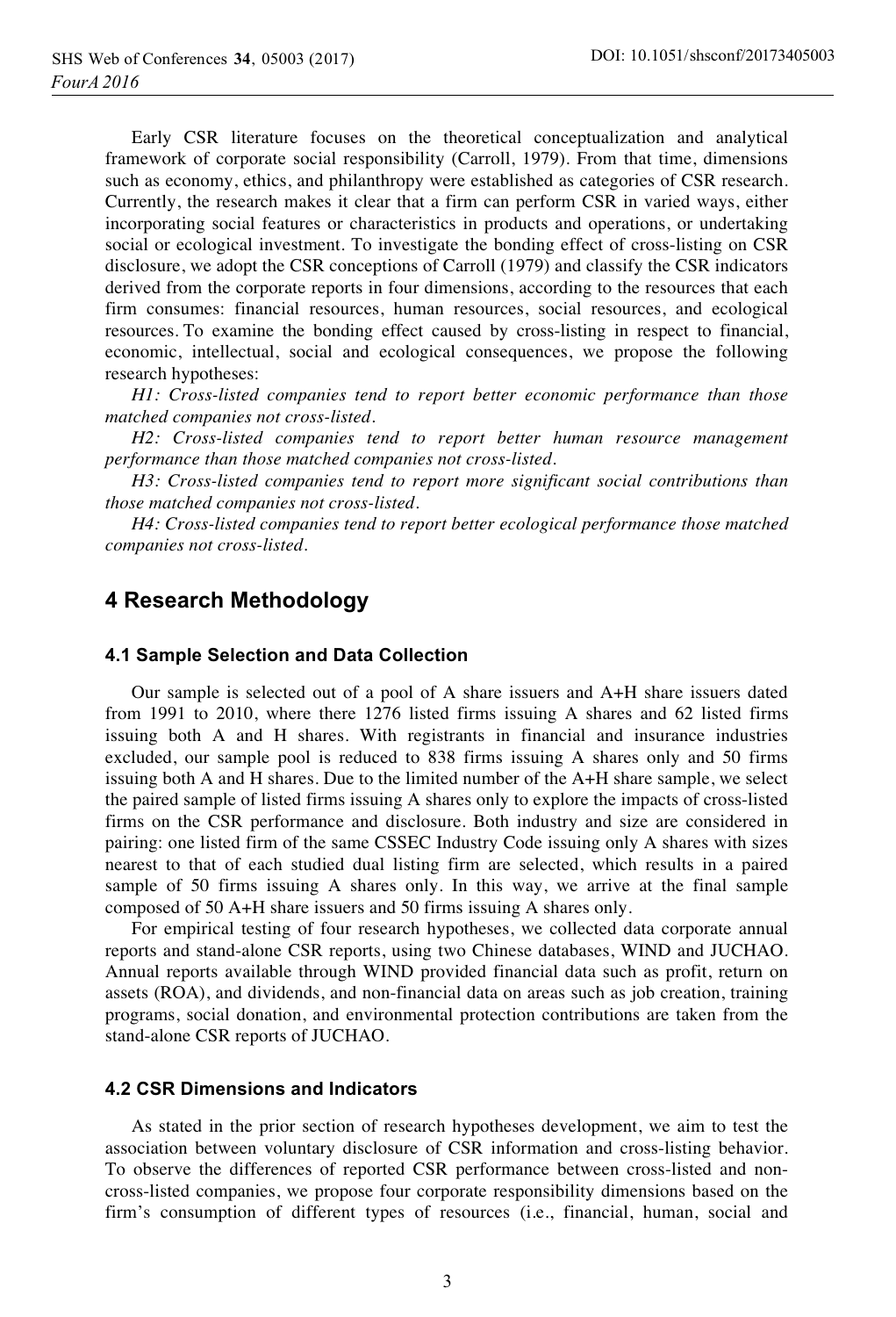Early CSR literature focuses on the theoretical conceptualization and analytical framework of corporate social responsibility (Carroll, 1979). From that time, dimensions such as economy, ethics, and philanthropy were established as categories of CSR research. Currently, the research makes it clear that a firm can perform CSR in varied ways, either incorporating social features or characteristics in products and operations, or undertaking social or ecological investment. To investigate the bonding effect of cross-listing on CSR disclosure, we adopt the CSR conceptions of Carroll (1979) and classify the CSR indicators derived from the corporate reports in four dimensions, according to the resources that each firm consumes: financial resources, human resources, social resources, and ecological resources. To examine the bonding effect caused by cross-listing in respect to financial, economic, intellectual, social and ecological consequences, we propose the following research hypotheses:

*H1: Cross-listed companies tend to report better economic performance than those matched companies not cross-listed.*

*H2: Cross-listed companies tend to report better human resource management performance than those matched companies not cross-listed.*

*H3: Cross-listed companies tend to report more significant social contributions than those matched companies not cross-listed.*

*H4: Cross-listed companies tend to report better ecological performance those matched companies not cross-listed.*

## 4 Research Methodology

### 4.1 Sample Selection and Data Collection

Our sample is selected out of a pool of A share issuers and A+H share issuers dated from 1991 to 2010, where there 1276 listed firms issuing A shares and 62 listed firms issuing both A and H shares. With registrants in financial and insurance industries excluded, our sample pool is reduced to 838 firms issuing A shares only and 50 firms issuing both A and H shares. Due to the limited number of the A+H share sample, we select the paired sample of listed firms issuing A shares only to explore the impacts of cross-listed firms on the CSR performance and disclosure. Both industry and size are considered in pairing: one listed firm of the same CSSEC Industry Code issuing only A shares with sizes nearest to that of each studied dual listing firm are selected, which results in a paired sample of 50 firms issuing A shares only. In this way, we arrive at the final sample composed of 50 A+H share issuers and 50 firms issuing A shares only.

For empirical testing of four research hypotheses, we collected data corporate annual reports and stand-alone CSR reports, using two Chinese databases, WIND and JUCHAO. Annual reports available through WIND provided financial data such as profit, return on assets (ROA), and dividends, and non-financial data on areas such as job creation, training programs, social donation, and environmental protection contributions are taken from the stand-alone CSR reports of JUCHAO.

### 4.2 CSR Dimensions and Indicators

As stated in the prior section of research hypotheses development, we aim to test the association between voluntary disclosure of CSR information and cross-listing behavior. To observe the differences of reported CSR performance between cross-listed and non-cross-listed companies, we propose four corporate responsibility dimensions based on the firm's consumption of different types of resources (i.e., financial, human, social and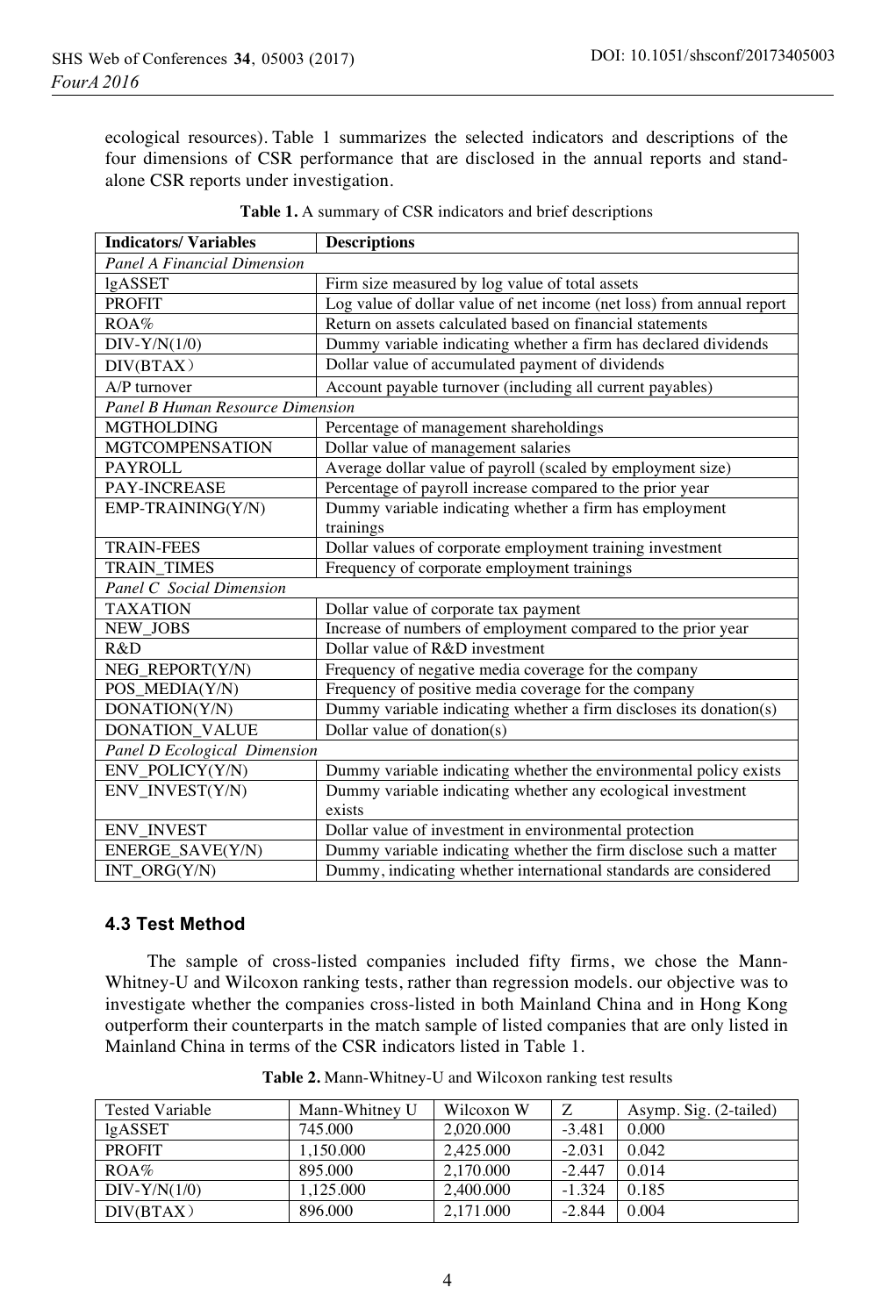ecological resources). Table 1 summarizes the selected indicators and descriptions of the four dimensions of CSR performance that are disclosed in the annual reports and stand-alone CSR reports under investigation.

**Table 1.** A summary of CSR indicators and brief descriptions

| Indicators/ Variables | Descriptions |
|---|---|
| *Panel A Financial Dimension* | |
| lgASSET | Firm size measured by log value of total assets |
| PROFIT | Log value of dollar value of net income (net loss) from annual report |
| ROA% | Return on assets calculated based on financial statements |
| DIV-Y/N(1/0) | Dummy variable indicating whether a firm has declared dividends |
| DIV(BTAX） | Dollar value of accumulated payment of dividends |
| A/P turnover | Account payable turnover (including all current payables) |
| *Panel B Human Resource Dimension* | |
| MGTHOLDING | Percentage of management shareholdings |
| MGTCOMPENSATION | Dollar value of management salaries |
| PAYROLL | Average dollar value of payroll (scaled by employment size) |
| PAY-INCREASE | Percentage of payroll increase compared to the prior year |
| EMP-TRAINING(Y/N) | Dummy variable indicating whether a firm has employment trainings |
| TRAIN-FEES | Dollar values of corporate employment training investment |
| TRAIN_TIMES | Frequency of corporate employment trainings |
| *Panel C Social Dimension* | |
| TAXATION | Dollar value of corporate tax payment |
| NEW_JOBS | Increase of numbers of employment compared to the prior year |
| R&D | Dollar value of R&D investment |
| NEG_REPORT(Y/N) | Frequency of negative media coverage for the company |
| POS_MEDIA(Y/N) | Frequency of positive media coverage for the company |
| DONATION(Y/N) | Dummy variable indicating whether a firm discloses its donation(s) |
| DONATION_VALUE | Dollar value of donation(s) |
| *Panel D Ecological Dimension* | |
| ENV_POLICY(Y/N) | Dummy variable indicating whether the environmental policy exists |
| ENV_INVEST(Y/N) | Dummy variable indicating whether any ecological investment exists |
| ENV_INVEST | Dollar value of investment in environmental protection |
| ENERGE_SAVE(Y/N) | Dummy variable indicating whether the firm disclose such a matter |
| INT_ORG(Y/N) | Dummy, indicating whether international standards are considered |

### 4.3 Test Method

The sample of cross-listed companies included fifty firms, we chose the Mann-Whitney-U and Wilcoxon ranking tests, rather than regression models. our objective was to investigate whether the companies cross-listed in both Mainland China and in Hong Kong outperform their counterparts in the match sample of listed companies that are only listed in Mainland China in terms of the CSR indicators listed in Table 1.

**Table 2.** Mann-Whitney-U and Wilcoxon ranking test results

| Tested Variable | Mann-Whitney U | Wilcoxon W | Z | Asymp. Sig. (2-tailed) |
|---|---|---|---|---|
| lgASSET | 745.000 | 2,020.000 | -3.481 | 0.000 |
| PROFIT | 1,150.000 | 2,425.000 | -2.031 | 0.042 |
| ROA% | 895.000 | 2,170.000 | -2.447 | 0.014 |
| DIV-Y/N(1/0) | 1,125.000 | 2,400.000 | -1.324 | 0.185 |
| DIV(BTAX） | 896.000 | 2,171.000 | -2.844 | 0.004 |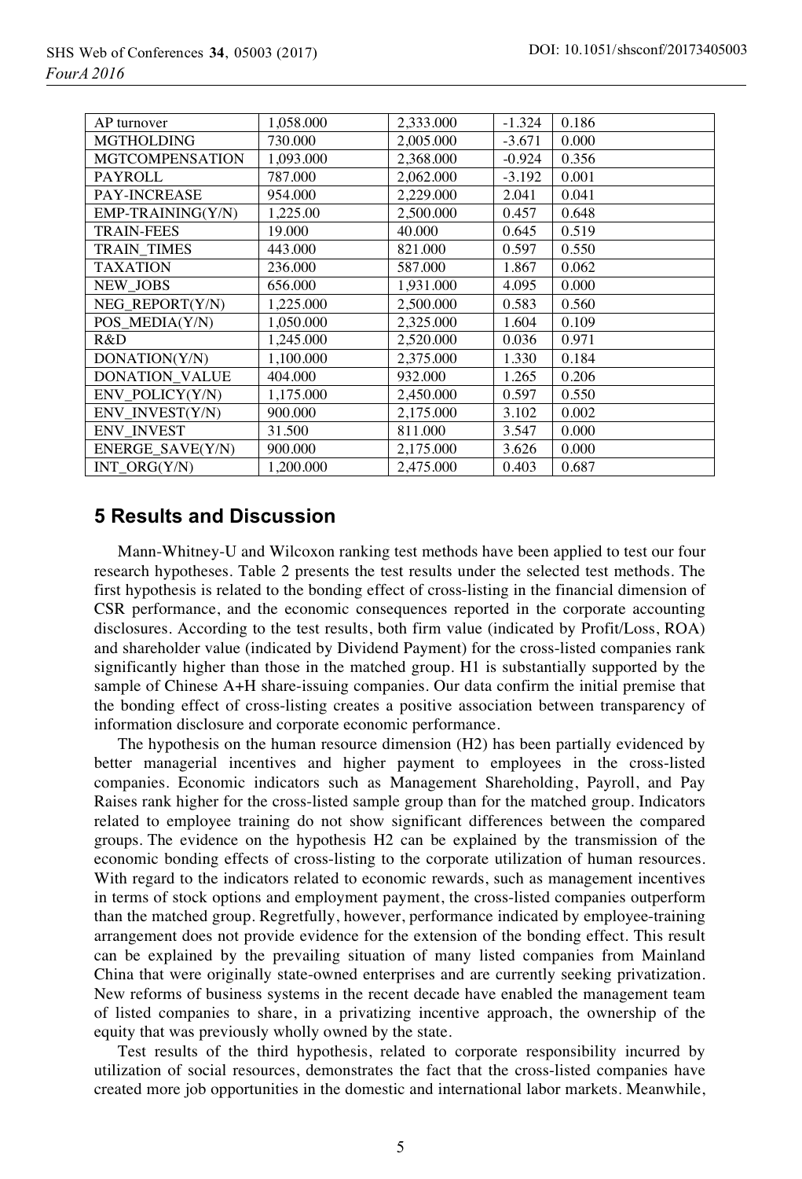| AP turnover | 1,058.000 | 2,333.000 | -1.324 | 0.186 |
|---|---|---|---|---|
| MGTHOLDING | 730.000 | 2,005.000 | -3.671 | 0.000 |
| MGTCOMPENSATION | 1,093.000 | 2,368.000 | -0.924 | 0.356 |
| PAYROLL | 787.000 | 2,062.000 | -3.192 | 0.001 |
| PAY-INCREASE | 954.000 | 2,229.000 | 2.041 | 0.041 |
| EMP-TRAINING(Y/N) | 1,225.00 | 2,500.000 | 0.457 | 0.648 |
| TRAIN-FEES | 19.000 | 40.000 | 0.645 | 0.519 |
| TRAIN_TIMES | 443.000 | 821.000 | 0.597 | 0.550 |
| TAXATION | 236.000 | 587.000 | 1.867 | 0.062 |
| NEW_JOBS | 656.000 | 1,931.000 | 4.095 | 0.000 |
| NEG_REPORT(Y/N) | 1,225.000 | 2,500.000 | 0.583 | 0.560 |
| POS_MEDIA(Y/N) | 1,050.000 | 2,325.000 | 1.604 | 0.109 |
| R&D | 1,245.000 | 2,520.000 | 0.036 | 0.971 |
| DONATION(Y/N) | 1,100.000 | 2,375.000 | 1.330 | 0.184 |
| DONATION_VALUE | 404.000 | 932.000 | 1.265 | 0.206 |
| ENV_POLICY(Y/N) | 1,175.000 | 2,450.000 | 0.597 | 0.550 |
| ENV_INVEST(Y/N) | 900.000 | 2,175.000 | 3.102 | 0.002 |
| ENV_INVEST | 31.500 | 811.000 | 3.547 | 0.000 |
| ENERGE_SAVE(Y/N) | 900.000 | 2,175.000 | 3.626 | 0.000 |
| INT_ORG(Y/N) | 1,200.000 | 2,475.000 | 0.403 | 0.687 |

## 5 Results and Discussion

Mann-Whitney-U and Wilcoxon ranking test methods have been applied to test our four research hypotheses. Table 2 presents the test results under the selected test methods. The first hypothesis is related to the bonding effect of cross-listing in the financial dimension of CSR performance, and the economic consequences reported in the corporate accounting disclosures. According to the test results, both firm value (indicated by Profit/Loss, ROA) and shareholder value (indicated by Dividend Payment) for the cross-listed companies rank significantly higher than those in the matched group. H1 is substantially supported by the sample of Chinese A+H share-issuing companies. Our data confirm the initial premise that the bonding effect of cross-listing creates a positive association between transparency of information disclosure and corporate economic performance.

The hypothesis on the human resource dimension (H2) has been partially evidenced by better managerial incentives and higher payment to employees in the cross-listed companies. Economic indicators such as Management Shareholding, Payroll, and Pay Raises rank higher for the cross-listed sample group than for the matched group. Indicators related to employee training do not show significant differences between the compared groups. The evidence on the hypothesis H2 can be explained by the transmission of the economic bonding effects of cross-listing to the corporate utilization of human resources. With regard to the indicators related to economic rewards, such as management incentives in terms of stock options and employment payment, the cross-listed companies outperform than the matched group. Regretfully, however, performance indicated by employee-training arrangement does not provide evidence for the extension of the bonding effect. This result can be explained by the prevailing situation of many listed companies from Mainland China that were originally state-owned enterprises and are currently seeking privatization. New reforms of business systems in the recent decade have enabled the management team of listed companies to share, in a privatizing incentive approach, the ownership of the equity that was previously wholly owned by the state.

Test results of the third hypothesis, related to corporate responsibility incurred by utilization of social resources, demonstrates the fact that the cross-listed companies have created more job opportunities in the domestic and international labor markets. Meanwhile,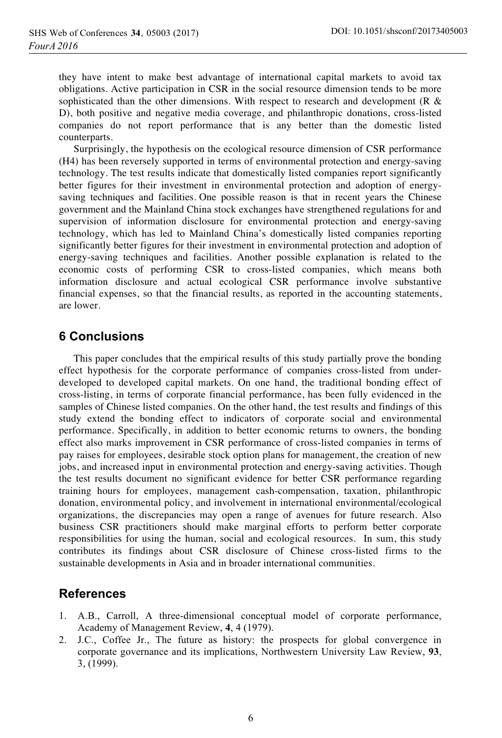they have intent to make best advantage of international capital markets to avoid tax obligations. Active participation in CSR in the social resource dimension tends to be more sophisticated than the other dimensions. With respect to research and development (R & D), both positive and negative media coverage, and philanthropic donations, cross-listed companies do not report performance that is any better than the domestic listed counterparts.

Surprisingly, the hypothesis on the ecological resource dimension of CSR performance (H4) has been reversely supported in terms of environmental protection and energy-saving technology. The test results indicate that domestically listed companies report significantly better figures for their investment in environmental protection and adoption of energy-saving techniques and facilities. One possible reason is that in recent years the Chinese government and the Mainland China stock exchanges have strengthened regulations for and supervision of information disclosure for environmental protection and energy-saving technology, which has led to Mainland China's domestically listed companies reporting significantly better figures for their investment in environmental protection and adoption of energy-saving techniques and facilities. Another possible explanation is related to the economic costs of performing CSR to cross-listed companies, which means both information disclosure and actual ecological CSR performance involve substantive financial expenses, so that the financial results, as reported in the accounting statements, are lower.

## 6 Conclusions

This paper concludes that the empirical results of this study partially prove the bonding effect hypothesis for the corporate performance of companies cross-listed from under-developed to developed capital markets. On one hand, the traditional bonding effect of cross-listing, in terms of corporate financial performance, has been fully evidenced in the samples of Chinese listed companies. On the other hand, the test results and findings of this study extend the bonding effect to indicators of corporate social and environmental performance. Specifically, in addition to better economic returns to owners, the bonding effect also marks improvement in CSR performance of cross-listed companies in terms of pay raises for employees, desirable stock option plans for management, the creation of new jobs, and increased input in environmental protection and energy-saving activities. Though the test results document no significant evidence for better CSR performance regarding training hours for employees, management cash-compensation, taxation, philanthropic donation, environmental policy, and involvement in international environmental/ecological organizations, the discrepancies may open a range of avenues for future research. Also business CSR practitioners should make marginal efforts to perform better corporate responsibilities for using the human, social and ecological resources. In sum, this study contributes its findings about CSR disclosure of Chinese cross-listed firms to the sustainable developments in Asia and in broader international communities.

## References

1. A.B., Carroll, A three-dimensional conceptual model of corporate performance, Academy of Management Review, **4**, 4 (1979).
2. J.C., Coffee Jr., The future as history: the prospects for global convergence in corporate governance and its implications, Northwestern University Law Review, **93**, 3, (1999).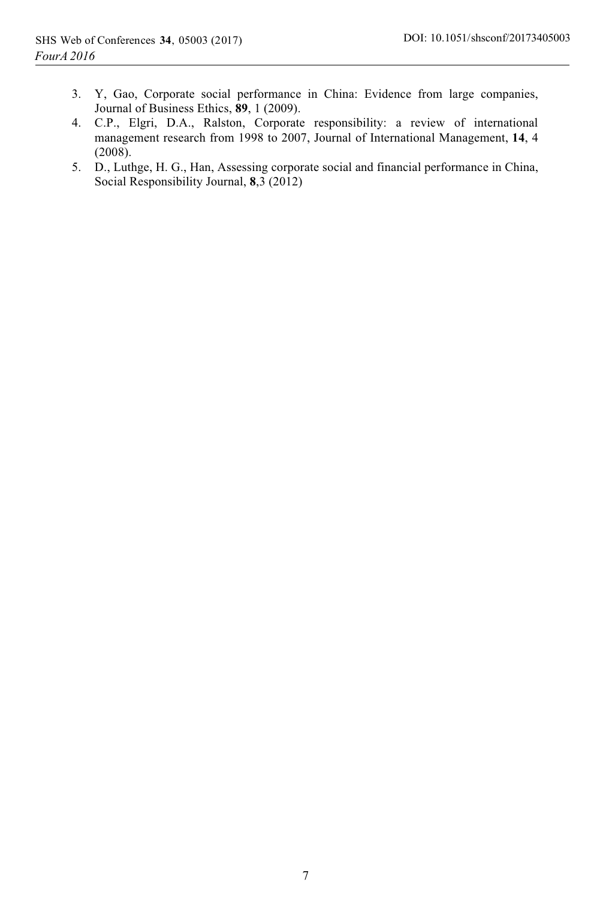3. Y, Gao, Corporate social performance in China: Evidence from large companies, Journal of Business Ethics, **89**, 1 (2009).
4. C.P., Elgri, D.A., Ralston, Corporate responsibility: a review of international management research from 1998 to 2007, Journal of International Management, **14**, 4 (2008).
5. D., Luthge, H. G., Han, Assessing corporate social and financial performance in China, Social Responsibility Journal, **8**,3 (2012)